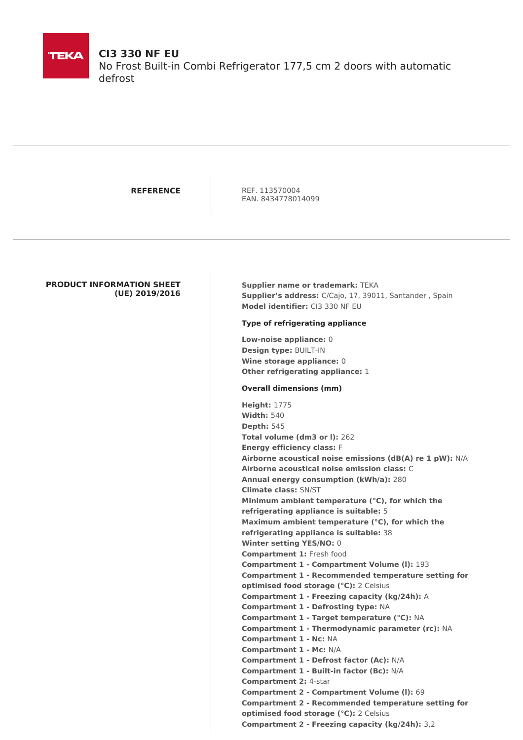TEKA

# CI3 330 NF EU

No Frost Built-in Combi Refrigerator 177,5 cm 2 doors with automatic defrost

---

**REFERENCE**

REF. 113570004
EAN. 8434778014099

---

**PRODUCT INFORMATION SHEET (UE) 2019/2016**

**Supplier name or trademark:** TEKA
**Supplier's address:** C/Cajo, 17, 39011, Santander , Spain
**Model identifier:** CI3 330 NF EU

**Type of refrigerating appliance**

**Low-noise appliance:** 0
**Design type:** BUILT-IN
**Wine storage appliance:** 0
**Other refrigerating appliance:** 1

**Overall dimensions (mm)**

**Height:** 1775
**Width:** 540
**Depth:** 545
**Total volume (dm3 or l):** 262
**Energy efficiency class:** F
**Airborne acoustical noise emissions (dB(A) re 1 pW):** N/A
**Airborne acoustical noise emission class:** C
**Annual energy consumption (kWh/a):** 280
**Climate class:** SN/ST
**Minimum ambient temperature (°C), for which the refrigerating appliance is suitable:** 5
**Maximum ambient temperature (°C), for which the refrigerating appliance is suitable:** 38
**Winter setting YES/NO:** 0
**Compartment 1:** Fresh food
**Compartment 1 - Compartment Volume (l):** 193
**Compartment 1 - Recommended temperature setting for optimised food storage (°C):** 2 Celsius
**Compartment 1 - Freezing capacity (kg/24h):** A
**Compartment 1 - Defrosting type:** NA
**Compartment 1 - Target temperature (°C):** NA
**Compartment 1 - Thermodynamic parameter (rc):** NA
**Compartment 1 - Nc:** NA
**Compartment 1 - Mc:** N/A
**Compartment 1 - Defrost factor (Ac):** N/A
**Compartment 1 - Built-in factor (Bc):** N/A
**Compartment 2:** 4-star
**Compartment 2 - Compartment Volume (l):** 69
**Compartment 2 - Recommended temperature setting for optimised food storage (°C):** 2 Celsius
**Compartment 2 - Freezing capacity (kg/24h):** 3,2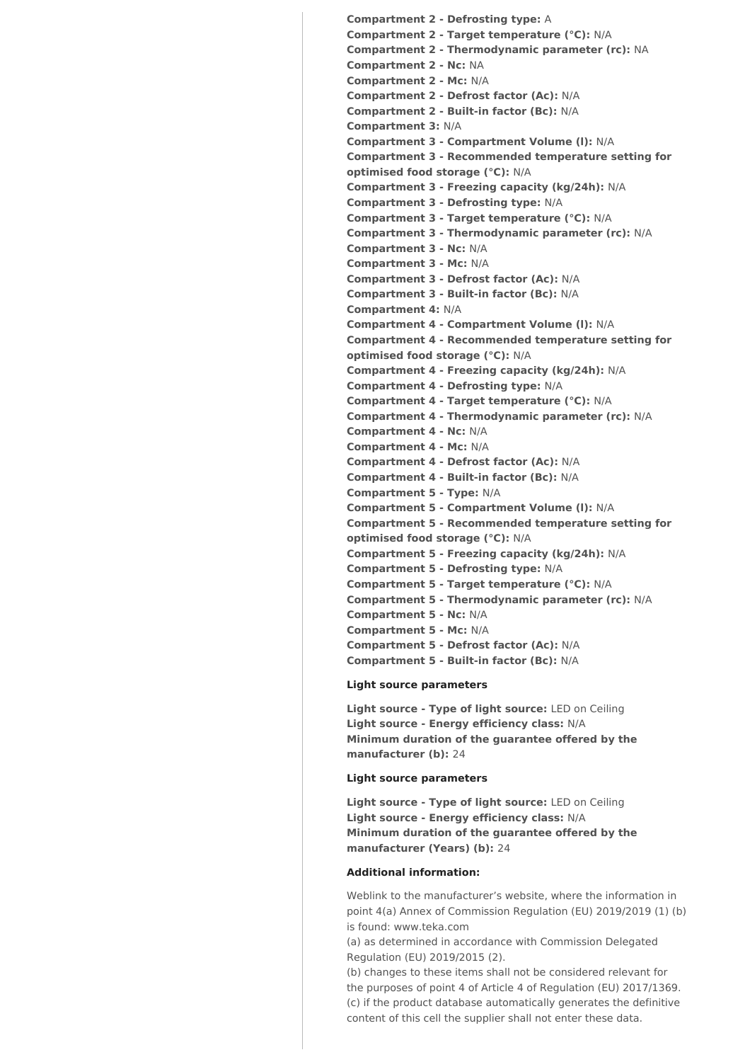**Compartment 2 - Defrosting type:** A
**Compartment 2 - Target temperature (°C):** N/A
**Compartment 2 - Thermodynamic parameter (rc):** NA
**Compartment 2 - Nc:** NA
**Compartment 2 - Mc:** N/A
**Compartment 2 - Defrost factor (Ac):** N/A
**Compartment 2 - Built-in factor (Bc):** N/A
**Compartment 3:** N/A
**Compartment 3 - Compartment Volume (l):** N/A
**Compartment 3 - Recommended temperature setting for optimised food storage (°C):** N/A
**Compartment 3 - Freezing capacity (kg/24h):** N/A
**Compartment 3 - Defrosting type:** N/A
**Compartment 3 - Target temperature (°C):** N/A
**Compartment 3 - Thermodynamic parameter (rc):** N/A
**Compartment 3 - Nc:** N/A
**Compartment 3 - Mc:** N/A
**Compartment 3 - Defrost factor (Ac):** N/A
**Compartment 3 - Built-in factor (Bc):** N/A
**Compartment 4:** N/A
**Compartment 4 - Compartment Volume (l):** N/A
**Compartment 4 - Recommended temperature setting for optimised food storage (°C):** N/A
**Compartment 4 - Freezing capacity (kg/24h):** N/A
**Compartment 4 - Defrosting type:** N/A
**Compartment 4 - Target temperature (°C):** N/A
**Compartment 4 - Thermodynamic parameter (rc):** N/A
**Compartment 4 - Nc:** N/A
**Compartment 4 - Mc:** N/A
**Compartment 4 - Defrost factor (Ac):** N/A
**Compartment 4 - Built-in factor (Bc):** N/A
**Compartment 5 - Type:** N/A
**Compartment 5 - Compartment Volume (l):** N/A
**Compartment 5 - Recommended temperature setting for optimised food storage (°C):** N/A
**Compartment 5 - Freezing capacity (kg/24h):** N/A
**Compartment 5 - Defrosting type:** N/A
**Compartment 5 - Target temperature (°C):** N/A
**Compartment 5 - Thermodynamic parameter (rc):** N/A
**Compartment 5 - Nc:** N/A
**Compartment 5 - Mc:** N/A
**Compartment 5 - Defrost factor (Ac):** N/A
**Compartment 5 - Built-in factor (Bc):** N/A

### Light source parameters

**Light source - Type of light source:** LED on Ceiling
**Light source - Energy efficiency class:** N/A
**Minimum duration of the guarantee offered by the manufacturer (b):** 24

### Light source parameters

**Light source - Type of light source:** LED on Ceiling
**Light source - Energy efficiency class:** N/A
**Minimum duration of the guarantee offered by the manufacturer (Years) (b):** 24

### Additional information:

Weblink to the manufacturer's website, where the information in point 4(a) Annex of Commission Regulation (EU) 2019/2019 (1) (b) is found: www.teka.com
(a) as determined in accordance with Commission Delegated Regulation (EU) 2019/2015 (2).
(b) changes to these items shall not be considered relevant for the purposes of point 4 of Article 4 of Regulation (EU) 2017/1369.
(c) if the product database automatically generates the definitive content of this cell the supplier shall not enter these data.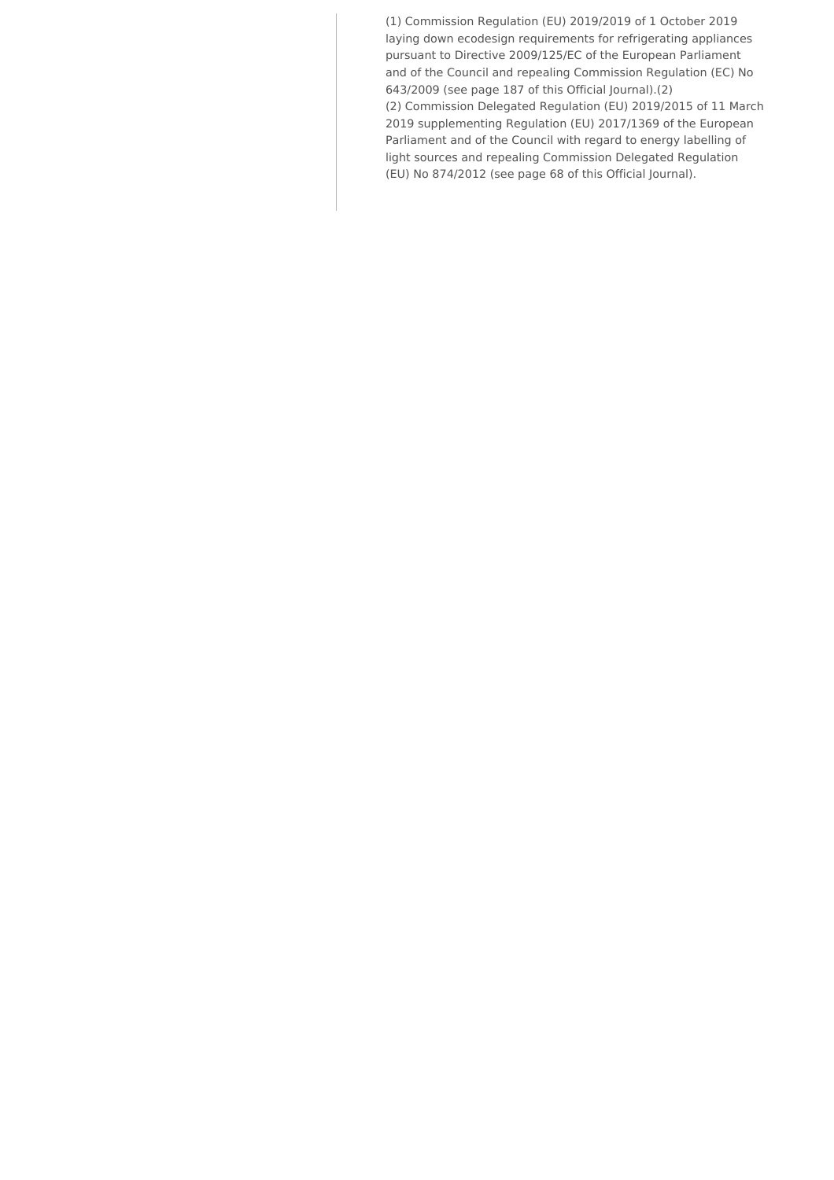(1) Commission Regulation (EU) 2019/2019 of 1 October 2019 laying down ecodesign requirements for refrigerating appliances pursuant to Directive 2009/125/EC of the European Parliament and of the Council and repealing Commission Regulation (EC) No 643/2009 (see page 187 of this Official Journal).(2)

(2) Commission Delegated Regulation (EU) 2019/2015 of 11 March 2019 supplementing Regulation (EU) 2017/1369 of the European Parliament and of the Council with regard to energy labelling of light sources and repealing Commission Delegated Regulation (EU) No 874/2012 (see page 68 of this Official Journal).